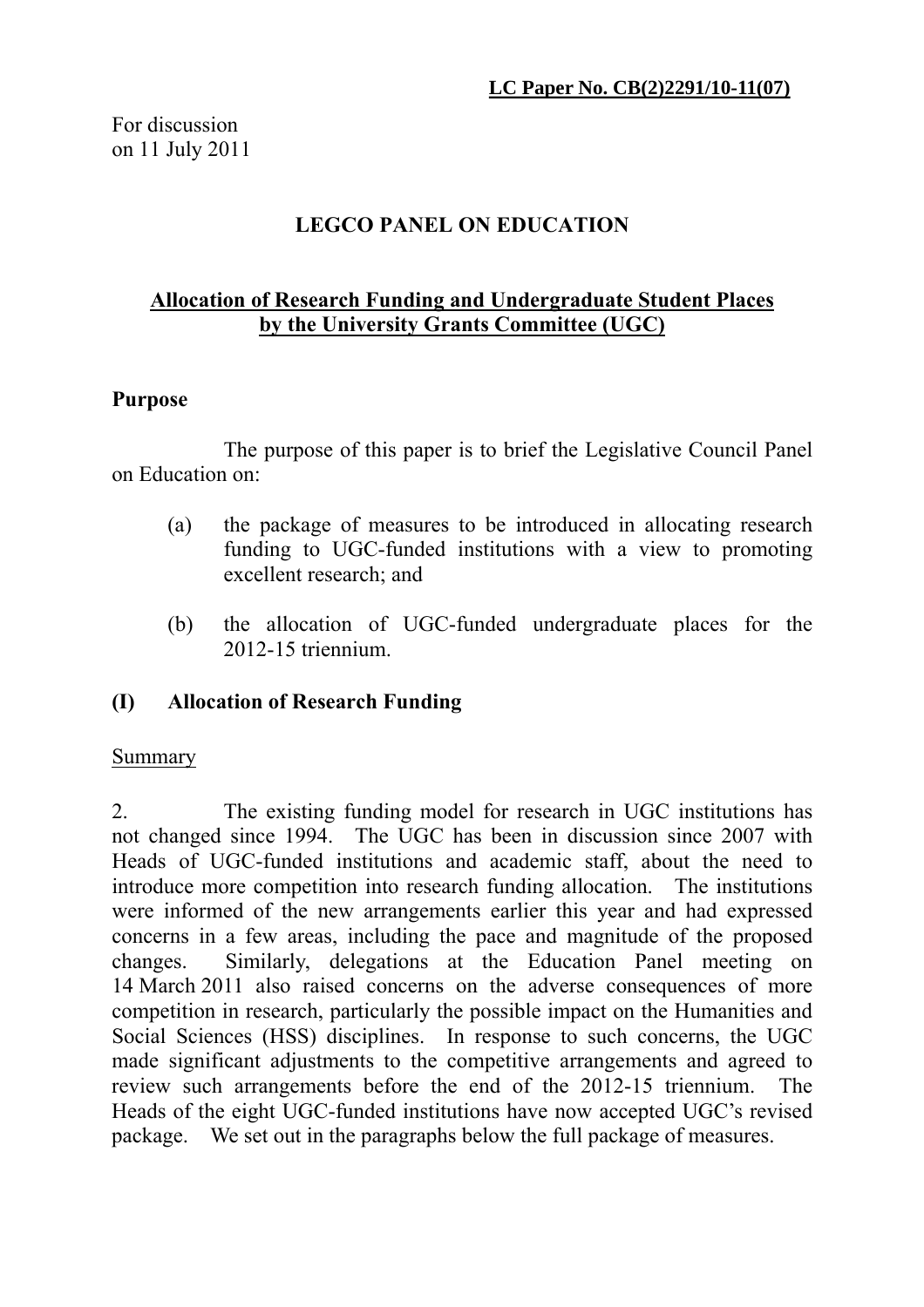**LC Paper No. CB(2)2291/10-11(07)**

For discussion
on 11 July 2011

# LEGCO PANEL ON EDUCATION

## Allocation of Research Funding and Undergraduate Student Places by the University Grants Committee (UGC)

### Purpose

The purpose of this paper is to brief the Legislative Council Panel on Education on:

(a) the package of measures to be introduced in allocating research funding to UGC-funded institutions with a view to promoting excellent research; and

(b) the allocation of UGC-funded undergraduate places for the 2012-15 triennium.

### (I) Allocation of Research Funding

Summary

2. The existing funding model for research in UGC institutions has not changed since 1994. The UGC has been in discussion since 2007 with Heads of UGC-funded institutions and academic staff, about the need to introduce more competition into research funding allocation. The institutions were informed of the new arrangements earlier this year and had expressed concerns in a few areas, including the pace and magnitude of the proposed changes. Similarly, delegations at the Education Panel meeting on 14 March 2011 also raised concerns on the adverse consequences of more competition in research, particularly the possible impact on the Humanities and Social Sciences (HSS) disciplines. In response to such concerns, the UGC made significant adjustments to the competitive arrangements and agreed to review such arrangements before the end of the 2012-15 triennium. The Heads of the eight UGC-funded institutions have now accepted UGC's revised package. We set out in the paragraphs below the full package of measures.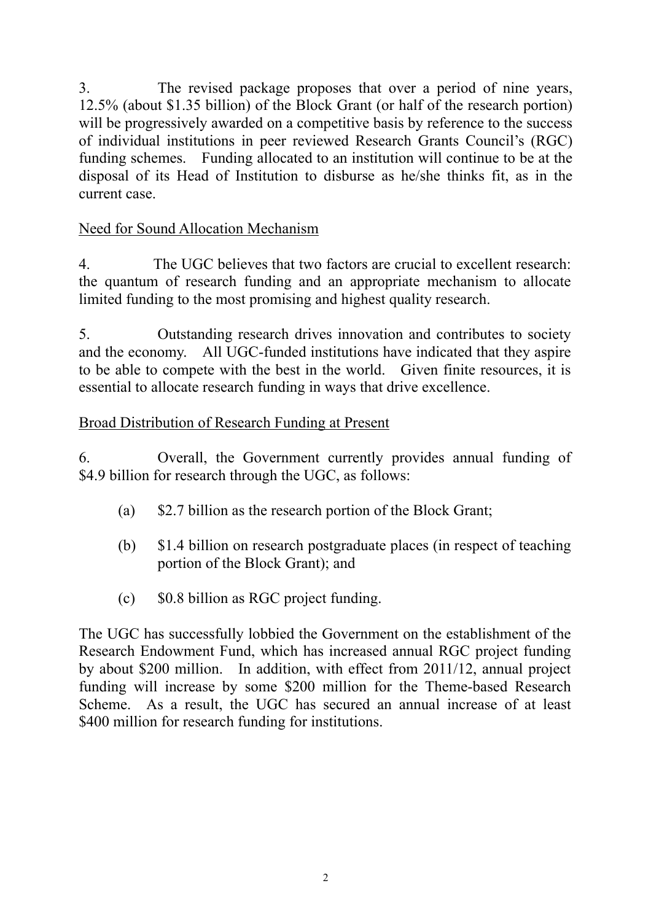3. The revised package proposes that over a period of nine years, 12.5% (about $1.35 billion) of the Block Grant (or half of the research portion) will be progressively awarded on a competitive basis by reference to the success of individual institutions in peer reviewed Research Grants Council's (RGC) funding schemes. Funding allocated to an institution will continue to be at the disposal of its Head of Institution to disburse as he/she thinks fit, as in the current case.

<u>Need for Sound Allocation Mechanism</u>

4. The UGC believes that two factors are crucial to excellent research: the quantum of research funding and an appropriate mechanism to allocate limited funding to the most promising and highest quality research.

5. Outstanding research drives innovation and contributes to society and the economy. All UGC-funded institutions have indicated that they aspire to be able to compete with the best in the world. Given finite resources, it is essential to allocate research funding in ways that drive excellence.

<u>Broad Distribution of Research Funding at Present</u>

6. Overall, the Government currently provides annual funding of $4.9 billion for research through the UGC, as follows:

(a) $2.7 billion as the research portion of the Block Grant;

(b) $1.4 billion on research postgraduate places (in respect of teaching portion of the Block Grant); and

(c) $0.8 billion as RGC project funding.

The UGC has successfully lobbied the Government on the establishment of the Research Endowment Fund, which has increased annual RGC project funding by about $200 million. In addition, with effect from 2011/12, annual project funding will increase by some $200 million for the Theme-based Research Scheme. As a result, the UGC has secured an annual increase of at least $400 million for research funding for institutions.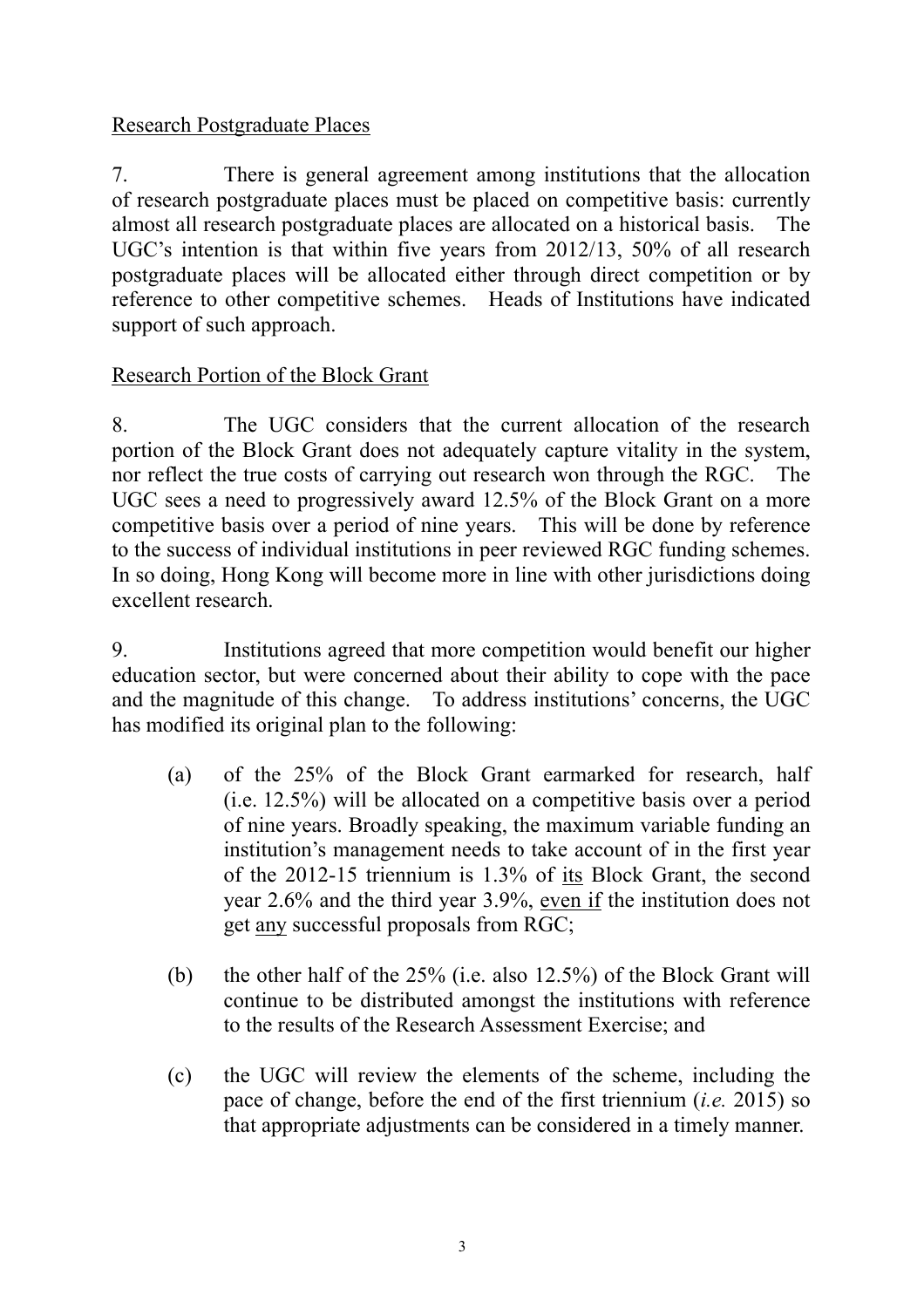<u>Research Postgraduate Places</u>

7. There is general agreement among institutions that the allocation of research postgraduate places must be placed on competitive basis: currently almost all research postgraduate places are allocated on a historical basis. The UGC's intention is that within five years from 2012/13, 50% of all research postgraduate places will be allocated either through direct competition or by reference to other competitive schemes. Heads of Institutions have indicated support of such approach.

<u>Research Portion of the Block Grant</u>

8. The UGC considers that the current allocation of the research portion of the Block Grant does not adequately capture vitality in the system, nor reflect the true costs of carrying out research won through the RGC. The UGC sees a need to progressively award 12.5% of the Block Grant on a more competitive basis over a period of nine years. This will be done by reference to the success of individual institutions in peer reviewed RGC funding schemes. In so doing, Hong Kong will become more in line with other jurisdictions doing excellent research.

9. Institutions agreed that more competition would benefit our higher education sector, but were concerned about their ability to cope with the pace and the magnitude of this change. To address institutions' concerns, the UGC has modified its original plan to the following:

(a) of the 25% of the Block Grant earmarked for research, half (i.e. 12.5%) will be allocated on a competitive basis over a period of nine years. Broadly speaking, the maximum variable funding an institution's management needs to take account of in the first year of the 2012-15 triennium is 1.3% of <u>its</u> Block Grant, the second year 2.6% and the third year 3.9%, <u>even if</u> the institution does not get <u>any</u> successful proposals from RGC;

(b) the other half of the 25% (i.e. also 12.5%) of the Block Grant will continue to be distributed amongst the institutions with reference to the results of the Research Assessment Exercise; and

(c) the UGC will review the elements of the scheme, including the pace of change, before the end of the first triennium (*i.e.* 2015) so that appropriate adjustments can be considered in a timely manner.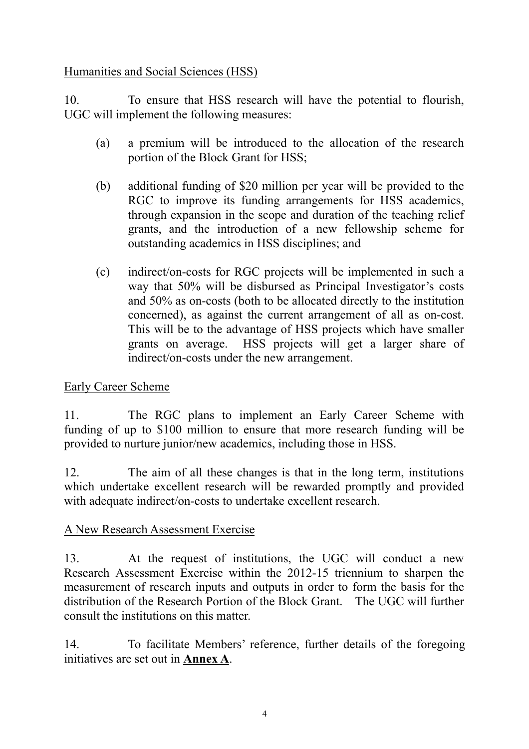Humanities and Social Sciences (HSS)

10. To ensure that HSS research will have the potential to flourish, UGC will implement the following measures:

(a) a premium will be introduced to the allocation of the research portion of the Block Grant for HSS;

(b) additional funding of $20 million per year will be provided to the RGC to improve its funding arrangements for HSS academics, through expansion in the scope and duration of the teaching relief grants, and the introduction of a new fellowship scheme for outstanding academics in HSS disciplines; and

(c) indirect/on-costs for RGC projects will be implemented in such a way that 50% will be disbursed as Principal Investigator's costs and 50% as on-costs (both to be allocated directly to the institution concerned), as against the current arrangement of all as on-cost. This will be to the advantage of HSS projects which have smaller grants on average. HSS projects will get a larger share of indirect/on-costs under the new arrangement.

Early Career Scheme

11. The RGC plans to implement an Early Career Scheme with funding of up to $100 million to ensure that more research funding will be provided to nurture junior/new academics, including those in HSS.

12. The aim of all these changes is that in the long term, institutions which undertake excellent research will be rewarded promptly and provided with adequate indirect/on-costs to undertake excellent research.

A New Research Assessment Exercise

13. At the request of institutions, the UGC will conduct a new Research Assessment Exercise within the 2012-15 triennium to sharpen the measurement of research inputs and outputs in order to form the basis for the distribution of the Research Portion of the Block Grant. The UGC will further consult the institutions on this matter.

14. To facilitate Members' reference, further details of the foregoing initiatives are set out in **Annex A**.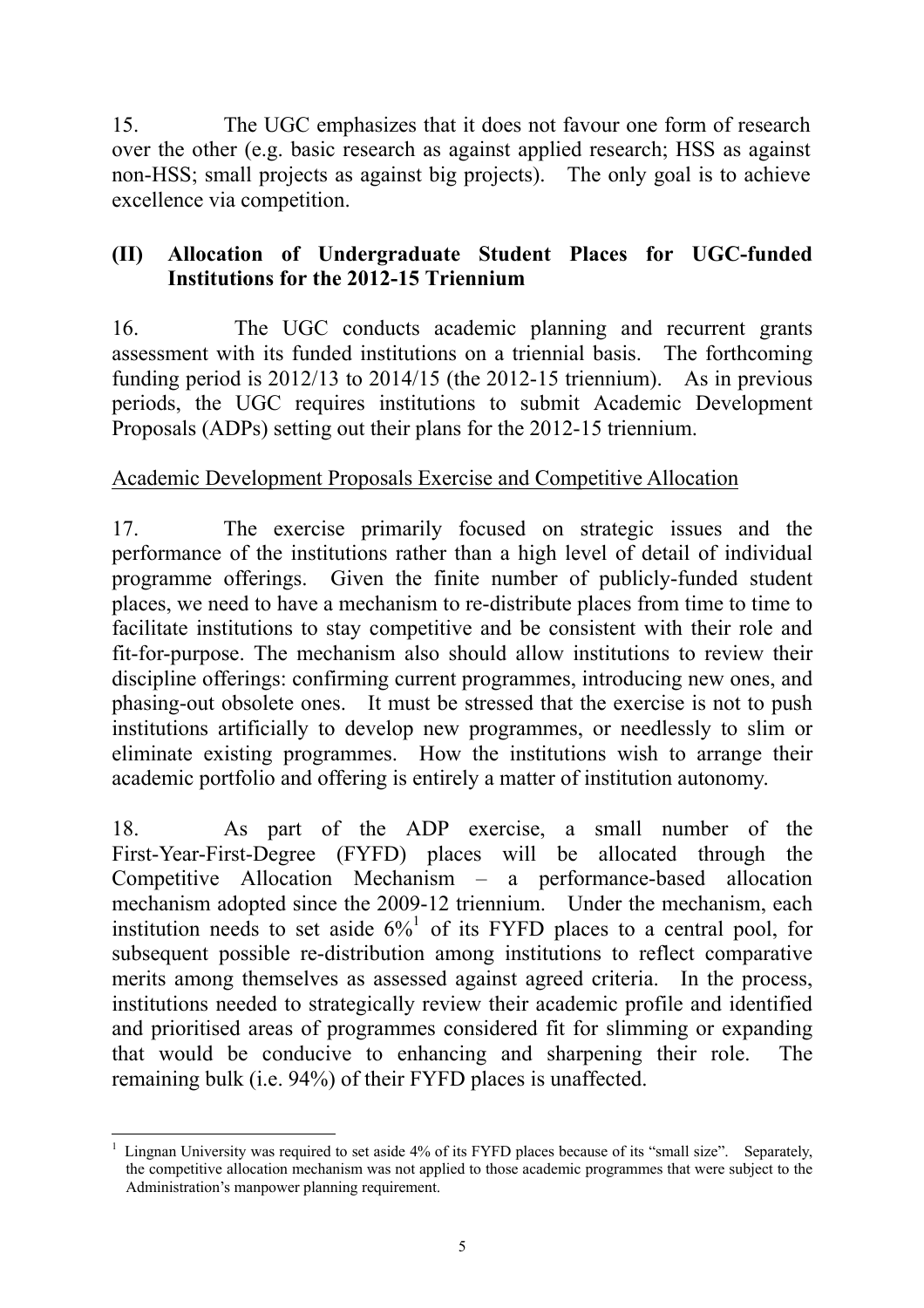15. The UGC emphasizes that it does not favour one form of research over the other (e.g. basic research as against applied research; HSS as against non-HSS; small projects as against big projects). The only goal is to achieve excellence via competition.

## (II) Allocation of Undergraduate Student Places for UGC-funded Institutions for the 2012-15 Triennium

16. The UGC conducts academic planning and recurrent grants assessment with its funded institutions on a triennial basis. The forthcoming funding period is 2012/13 to 2014/15 (the 2012-15 triennium). As in previous periods, the UGC requires institutions to submit Academic Development Proposals (ADPs) setting out their plans for the 2012-15 triennium.

<u>Academic Development Proposals Exercise and Competitive Allocation</u>

17. The exercise primarily focused on strategic issues and the performance of the institutions rather than a high level of detail of individual programme offerings. Given the finite number of publicly-funded student places, we need to have a mechanism to re-distribute places from time to time to facilitate institutions to stay competitive and be consistent with their role and fit-for-purpose. The mechanism also should allow institutions to review their discipline offerings: confirming current programmes, introducing new ones, and phasing-out obsolete ones. It must be stressed that the exercise is not to push institutions artificially to develop new programmes, or needlessly to slim or eliminate existing programmes. How the institutions wish to arrange their academic portfolio and offering is entirely a matter of institution autonomy.

18. As part of the ADP exercise, a small number of the First-Year-First-Degree (FYFD) places will be allocated through the Competitive Allocation Mechanism – a performance-based allocation mechanism adopted since the 2009-12 triennium. Under the mechanism, each institution needs to set aside 6%[1] of its FYFD places to a central pool, for subsequent possible re-distribution among institutions to reflect comparative merits among themselves as assessed against agreed criteria. In the process, institutions needed to strategically review their academic profile and identified and prioritised areas of programmes considered fit for slimming or expanding that would be conducive to enhancing and sharpening their role. The remaining bulk (i.e. 94%) of their FYFD places is unaffected.

---

[1] Lingnan University was required to set aside 4% of its FYFD places because of its "small size". Separately, the competitive allocation mechanism was not applied to those academic programmes that were subject to the Administration's manpower planning requirement.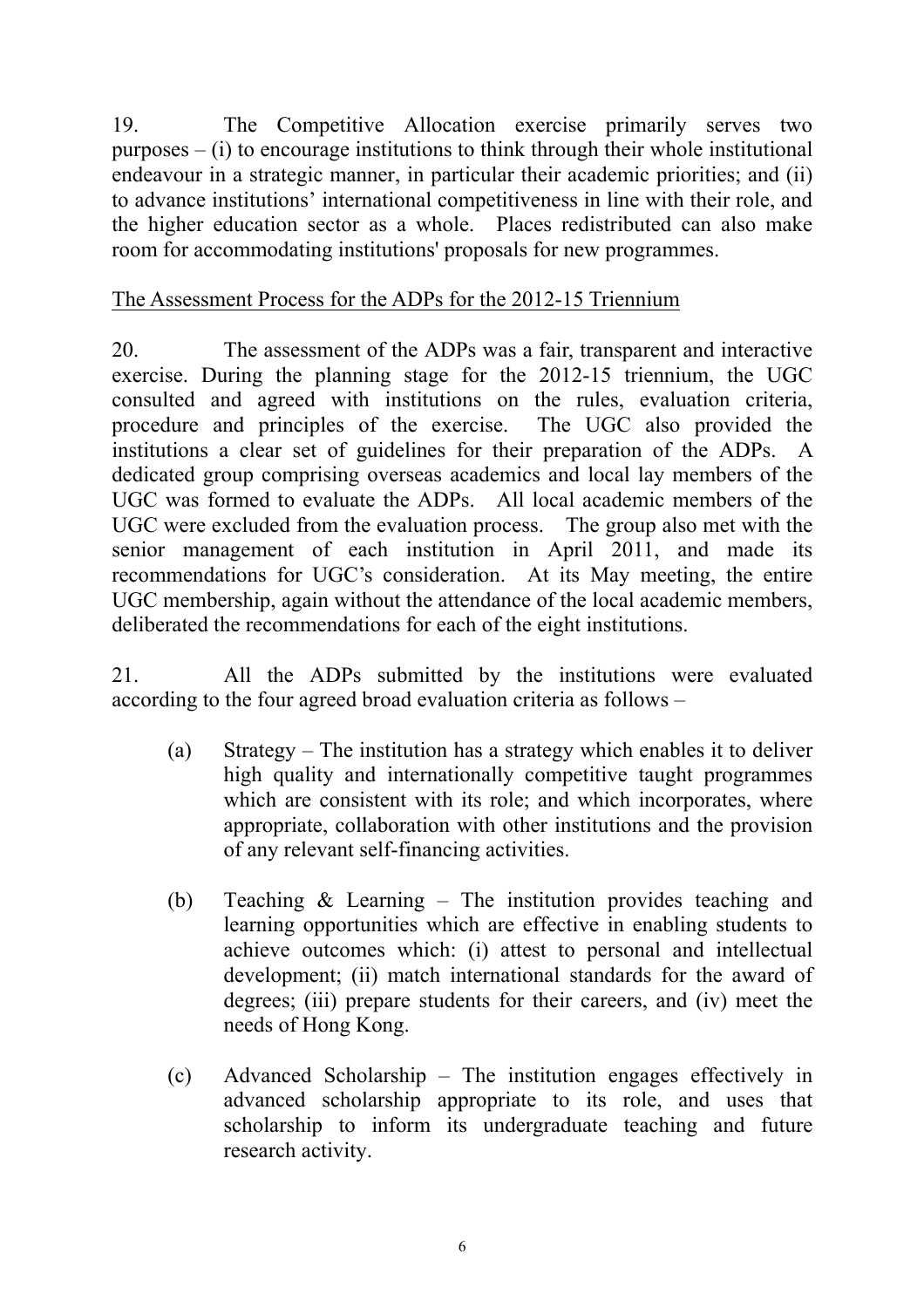19. The Competitive Allocation exercise primarily serves two purposes – (i) to encourage institutions to think through their whole institutional endeavour in a strategic manner, in particular their academic priorities; and (ii) to advance institutions' international competitiveness in line with their role, and the higher education sector as a whole. Places redistributed can also make room for accommodating institutions' proposals for new programmes.

The Assessment Process for the ADPs for the 2012-15 Triennium

20. The assessment of the ADPs was a fair, transparent and interactive exercise. During the planning stage for the 2012-15 triennium, the UGC consulted and agreed with institutions on the rules, evaluation criteria, procedure and principles of the exercise. The UGC also provided the institutions a clear set of guidelines for their preparation of the ADPs. A dedicated group comprising overseas academics and local lay members of the UGC was formed to evaluate the ADPs. All local academic members of the UGC were excluded from the evaluation process. The group also met with the senior management of each institution in April 2011, and made its recommendations for UGC's consideration. At its May meeting, the entire UGC membership, again without the attendance of the local academic members, deliberated the recommendations for each of the eight institutions.

21. All the ADPs submitted by the institutions were evaluated according to the four agreed broad evaluation criteria as follows –

(a) Strategy – The institution has a strategy which enables it to deliver high quality and internationally competitive taught programmes which are consistent with its role; and which incorporates, where appropriate, collaboration with other institutions and the provision of any relevant self-financing activities.

(b) Teaching & Learning – The institution provides teaching and learning opportunities which are effective in enabling students to achieve outcomes which: (i) attest to personal and intellectual development; (ii) match international standards for the award of degrees; (iii) prepare students for their careers, and (iv) meet the needs of Hong Kong.

(c) Advanced Scholarship – The institution engages effectively in advanced scholarship appropriate to its role, and uses that scholarship to inform its undergraduate teaching and future research activity.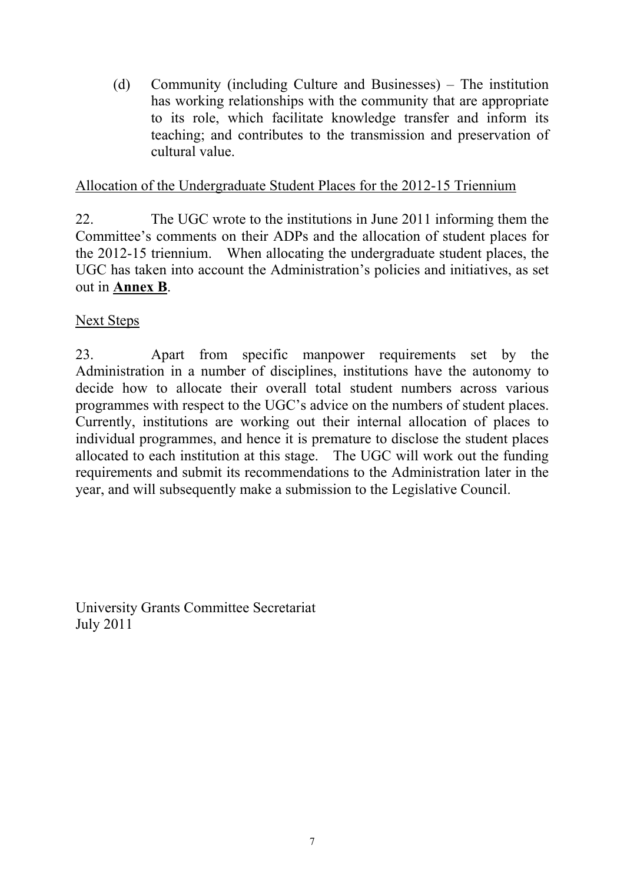(d) Community (including Culture and Businesses) – The institution has working relationships with the community that are appropriate to its role, which facilitate knowledge transfer and inform its teaching; and contributes to the transmission and preservation of cultural value.

<u>Allocation of the Undergraduate Student Places for the 2012-15 Triennium</u>

22. The UGC wrote to the institutions in June 2011 informing them the Committee's comments on their ADPs and the allocation of student places for the 2012-15 triennium. When allocating the undergraduate student places, the UGC has taken into account the Administration's policies and initiatives, as set out in **<u>Annex B</u>**.

<u>Next Steps</u>

23. Apart from specific manpower requirements set by the Administration in a number of disciplines, institutions have the autonomy to decide how to allocate their overall total student numbers across various programmes with respect to the UGC's advice on the numbers of student places. Currently, institutions are working out their internal allocation of places to individual programmes, and hence it is premature to disclose the student places allocated to each institution at this stage. The UGC will work out the funding requirements and submit its recommendations to the Administration later in the year, and will subsequently make a submission to the Legislative Council.

University Grants Committee Secretariat
July 2011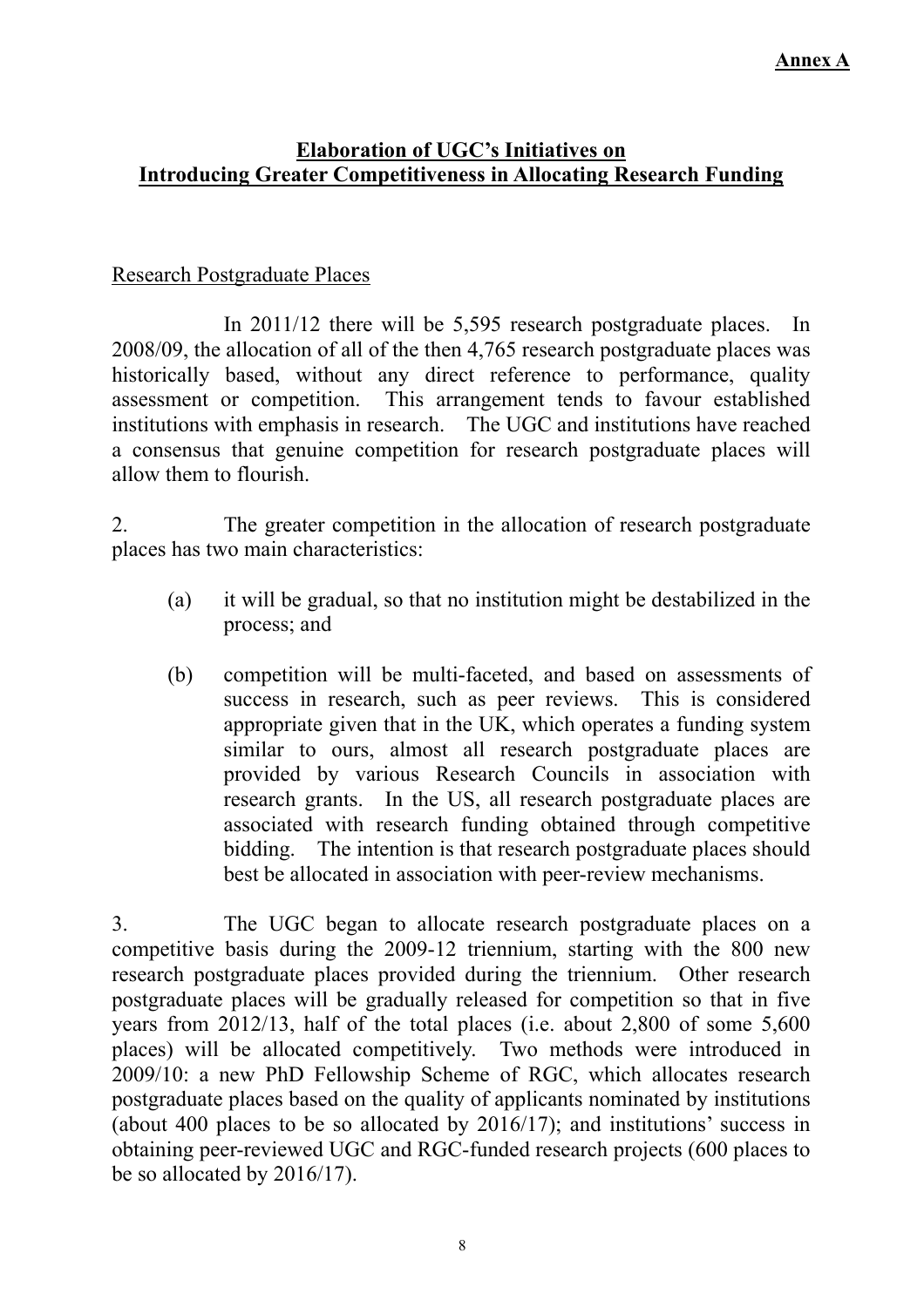**Annex A**

## Elaboration of UGC's Initiatives on Introducing Greater Competitiveness in Allocating Research Funding

Research Postgraduate Places

In 2011/12 there will be 5,595 research postgraduate places. In 2008/09, the allocation of all of the then 4,765 research postgraduate places was historically based, without any direct reference to performance, quality assessment or competition. This arrangement tends to favour established institutions with emphasis in research. The UGC and institutions have reached a consensus that genuine competition for research postgraduate places will allow them to flourish.

2. The greater competition in the allocation of research postgraduate places has two main characteristics:

(a) it will be gradual, so that no institution might be destabilized in the process; and

(b) competition will be multi-faceted, and based on assessments of success in research, such as peer reviews. This is considered appropriate given that in the UK, which operates a funding system similar to ours, almost all research postgraduate places are provided by various Research Councils in association with research grants. In the US, all research postgraduate places are associated with research funding obtained through competitive bidding. The intention is that research postgraduate places should best be allocated in association with peer-review mechanisms.

3. The UGC began to allocate research postgraduate places on a competitive basis during the 2009-12 triennium, starting with the 800 new research postgraduate places provided during the triennium. Other research postgraduate places will be gradually released for competition so that in five years from 2012/13, half of the total places (i.e. about 2,800 of some 5,600 places) will be allocated competitively. Two methods were introduced in 2009/10: a new PhD Fellowship Scheme of RGC, which allocates research postgraduate places based on the quality of applicants nominated by institutions (about 400 places to be so allocated by 2016/17); and institutions' success in obtaining peer-reviewed UGC and RGC-funded research projects (600 places to be so allocated by 2016/17).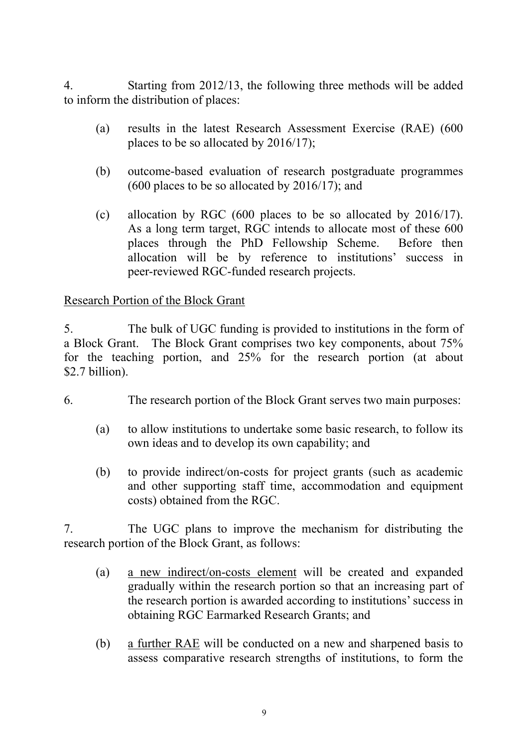4. Starting from 2012/13, the following three methods will be added to inform the distribution of places:

(a) results in the latest Research Assessment Exercise (RAE) (600 places to be so allocated by 2016/17);

(b) outcome-based evaluation of research postgraduate programmes (600 places to be so allocated by 2016/17); and

(c) allocation by RGC (600 places to be so allocated by 2016/17). As a long term target, RGC intends to allocate most of these 600 places through the PhD Fellowship Scheme. Before then allocation will be by reference to institutions' success in peer-reviewed RGC-funded research projects.

<u>Research Portion of the Block Grant</u>

5. The bulk of UGC funding is provided to institutions in the form of a Block Grant. The Block Grant comprises two key components, about 75% for the teaching portion, and 25% for the research portion (at about $2.7 billion).

6. The research portion of the Block Grant serves two main purposes:

(a) to allow institutions to undertake some basic research, to follow its own ideas and to develop its own capability; and

(b) to provide indirect/on-costs for project grants (such as academic and other supporting staff time, accommodation and equipment costs) obtained from the RGC.

7. The UGC plans to improve the mechanism for distributing the research portion of the Block Grant, as follows:

(a) <u>a new indirect/on-costs element</u> will be created and expanded gradually within the research portion so that an increasing part of the research portion is awarded according to institutions' success in obtaining RGC Earmarked Research Grants; and

(b) <u>a further RAE</u> will be conducted on a new and sharpened basis to assess comparative research strengths of institutions, to form the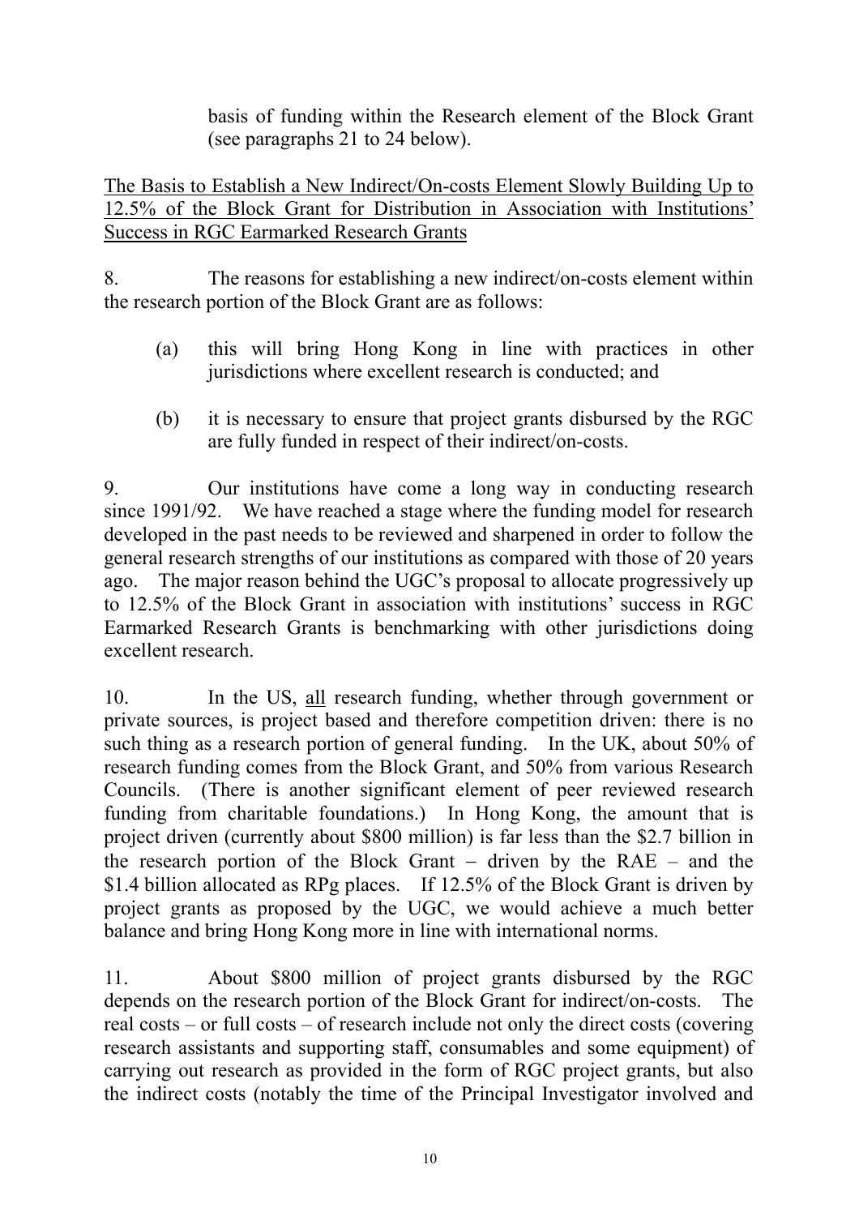basis of funding within the Research element of the Block Grant (see paragraphs 21 to 24 below).

<u>The Basis to Establish a New Indirect/On-costs Element Slowly Building Up to 12.5% of the Block Grant for Distribution in Association with Institutions' Success in RGC Earmarked Research Grants</u>

8. The reasons for establishing a new indirect/on-costs element within the research portion of the Block Grant are as follows:

(a) this will bring Hong Kong in line with practices in other jurisdictions where excellent research is conducted; and

(b) it is necessary to ensure that project grants disbursed by the RGC are fully funded in respect of their indirect/on-costs.

9. Our institutions have come a long way in conducting research since 1991/92. We have reached a stage where the funding model for research developed in the past needs to be reviewed and sharpened in order to follow the general research strengths of our institutions as compared with those of 20 years ago. The major reason behind the UGC's proposal to allocate progressively up to 12.5% of the Block Grant in association with institutions' success in RGC Earmarked Research Grants is benchmarking with other jurisdictions doing excellent research.

10. In the US, <u>all</u> research funding, whether through government or private sources, is project based and therefore competition driven: there is no such thing as a research portion of general funding. In the UK, about 50% of research funding comes from the Block Grant, and 50% from various Research Councils. (There is another significant element of peer reviewed research funding from charitable foundations.) In Hong Kong, the amount that is project driven (currently about $800 million) is far less than the $2.7 billion in the research portion of the Block Grant – driven by the RAE – and the $1.4 billion allocated as RPg places. If 12.5% of the Block Grant is driven by project grants as proposed by the UGC, we would achieve a much better balance and bring Hong Kong more in line with international norms.

11. About $800 million of project grants disbursed by the RGC depends on the research portion of the Block Grant for indirect/on-costs. The real costs – or full costs – of research include not only the direct costs (covering research assistants and supporting staff, consumables and some equipment) of carrying out research as provided in the form of RGC project grants, but also the indirect costs (notably the time of the Principal Investigator involved and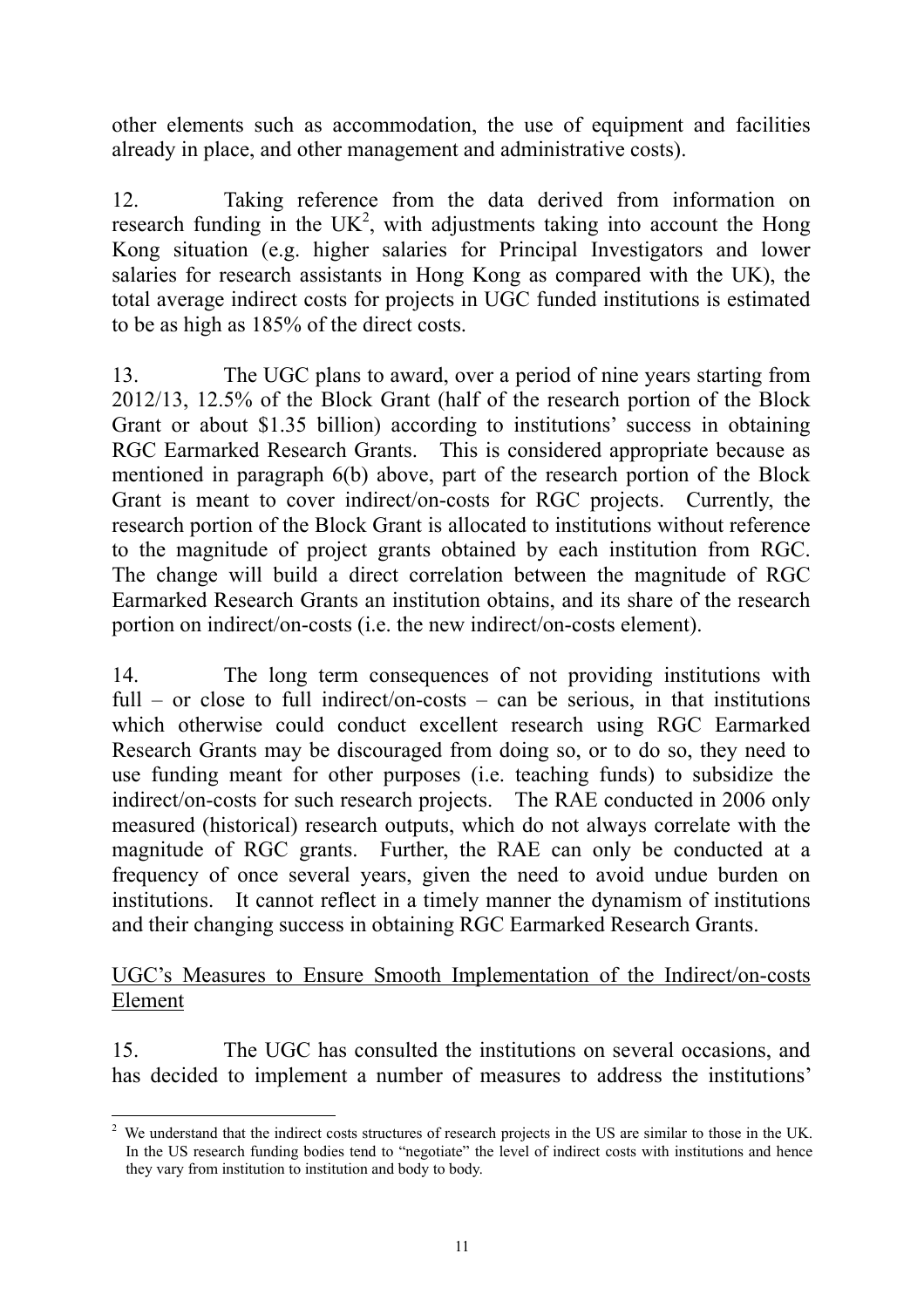other elements such as accommodation, the use of equipment and facilities already in place, and other management and administrative costs).

12. Taking reference from the data derived from information on research funding in the UK[2], with adjustments taking into account the Hong Kong situation (e.g. higher salaries for Principal Investigators and lower salaries for research assistants in Hong Kong as compared with the UK), the total average indirect costs for projects in UGC funded institutions is estimated to be as high as 185% of the direct costs.

13. The UGC plans to award, over a period of nine years starting from 2012/13, 12.5% of the Block Grant (half of the research portion of the Block Grant or about $1.35 billion) according to institutions' success in obtaining RGC Earmarked Research Grants. This is considered appropriate because as mentioned in paragraph 6(b) above, part of the research portion of the Block Grant is meant to cover indirect/on-costs for RGC projects. Currently, the research portion of the Block Grant is allocated to institutions without reference to the magnitude of project grants obtained by each institution from RGC. The change will build a direct correlation between the magnitude of RGC Earmarked Research Grants an institution obtains, and its share of the research portion on indirect/on-costs (i.e. the new indirect/on-costs element).

14. The long term consequences of not providing institutions with full – or close to full indirect/on-costs – can be serious, in that institutions which otherwise could conduct excellent research using RGC Earmarked Research Grants may be discouraged from doing so, or to do so, they need to use funding meant for other purposes (i.e. teaching funds) to subsidize the indirect/on-costs for such research projects. The RAE conducted in 2006 only measured (historical) research outputs, which do not always correlate with the magnitude of RGC grants. Further, the RAE can only be conducted at a frequency of once several years, given the need to avoid undue burden on institutions. It cannot reflect in a timely manner the dynamism of institutions and their changing success in obtaining RGC Earmarked Research Grants.

<u>UGC's Measures to Ensure Smooth Implementation of the Indirect/on-costs Element</u>

15. The UGC has consulted the institutions on several occasions, and has decided to implement a number of measures to address the institutions'

---

[2] We understand that the indirect costs structures of research projects in the US are similar to those in the UK. In the US research funding bodies tend to "negotiate" the level of indirect costs with institutions and hence they vary from institution to institution and body to body.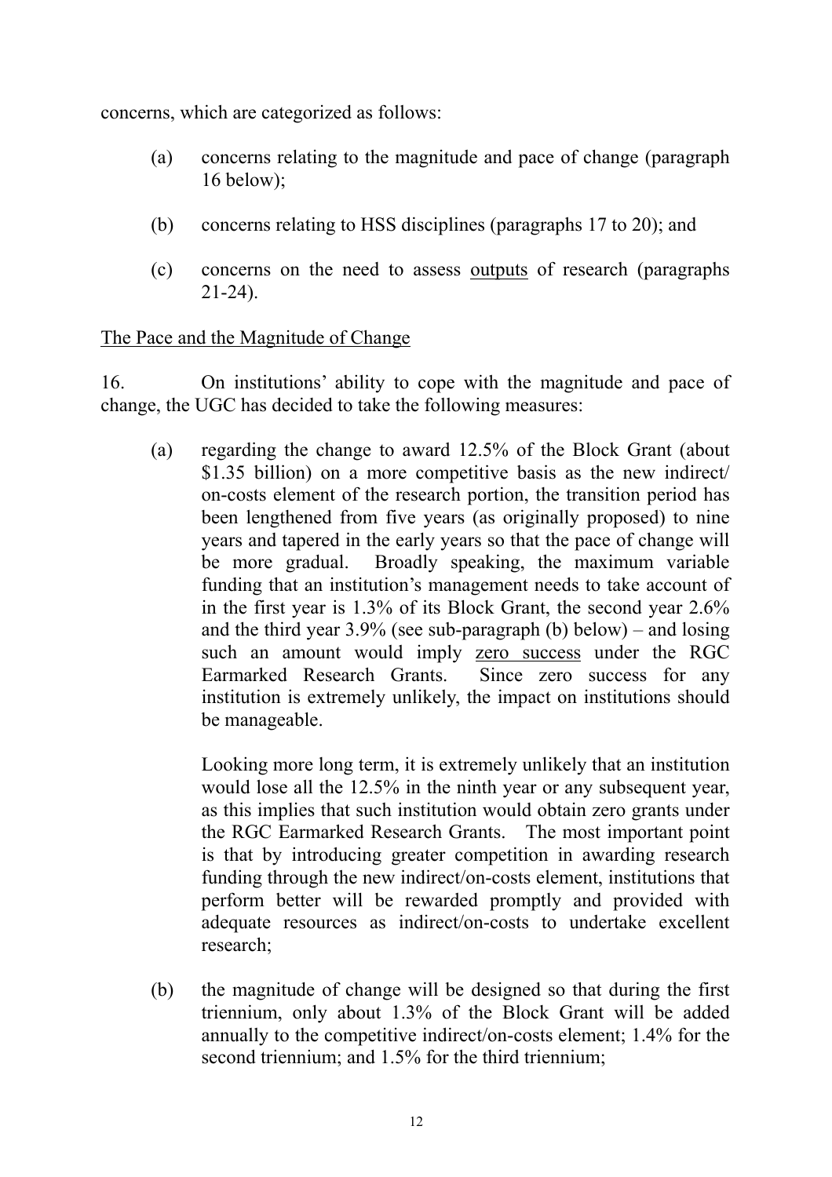concerns, which are categorized as follows:

(a) concerns relating to the magnitude and pace of change (paragraph 16 below);

(b) concerns relating to HSS disciplines (paragraphs 17 to 20); and

(c) concerns on the need to assess <u>outputs</u> of research (paragraphs 21-24).

<u>The Pace and the Magnitude of Change</u>

16. On institutions' ability to cope with the magnitude and pace of change, the UGC has decided to take the following measures:

(a) regarding the change to award 12.5% of the Block Grant (about $1.35 billion) on a more competitive basis as the new indirect/ on-costs element of the research portion, the transition period has been lengthened from five years (as originally proposed) to nine years and tapered in the early years so that the pace of change will be more gradual. Broadly speaking, the maximum variable funding that an institution's management needs to take account of in the first year is 1.3% of its Block Grant, the second year 2.6% and the third year 3.9% (see sub-paragraph (b) below) – and losing such an amount would imply <u>zero success</u> under the RGC Earmarked Research Grants. Since zero success for any institution is extremely unlikely, the impact on institutions should be manageable.

    Looking more long term, it is extremely unlikely that an institution would lose all the 12.5% in the ninth year or any subsequent year, as this implies that such institution would obtain zero grants under the RGC Earmarked Research Grants. The most important point is that by introducing greater competition in awarding research funding through the new indirect/on-costs element, institutions that perform better will be rewarded promptly and provided with adequate resources as indirect/on-costs to undertake excellent research;

(b) the magnitude of change will be designed so that during the first triennium, only about 1.3% of the Block Grant will be added annually to the competitive indirect/on-costs element; 1.4% for the second triennium; and 1.5% for the third triennium;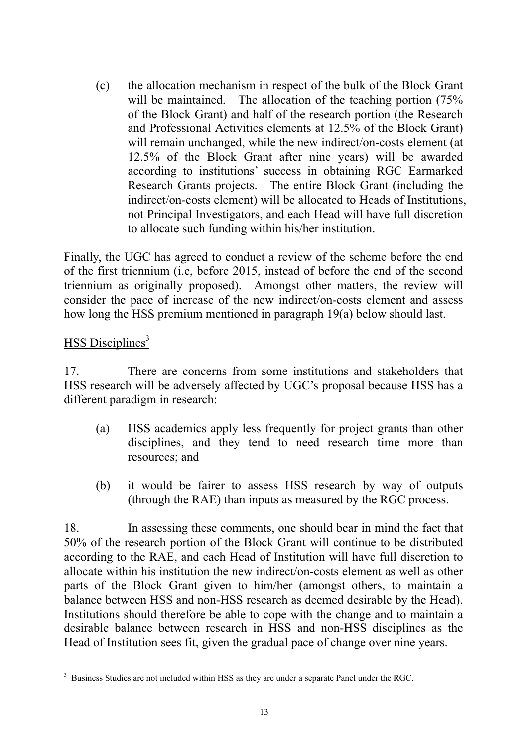(c) the allocation mechanism in respect of the bulk of the Block Grant will be maintained. The allocation of the teaching portion (75% of the Block Grant) and half of the research portion (the Research and Professional Activities elements at 12.5% of the Block Grant) will remain unchanged, while the new indirect/on-costs element (at 12.5% of the Block Grant after nine years) will be awarded according to institutions' success in obtaining RGC Earmarked Research Grants projects. The entire Block Grant (including the indirect/on-costs element) will be allocated to Heads of Institutions, not Principal Investigators, and each Head will have full discretion to allocate such funding within his/her institution.

Finally, the UGC has agreed to conduct a review of the scheme before the end of the first triennium (i.e, before 2015, instead of before the end of the second triennium as originally proposed). Amongst other matters, the review will consider the pace of increase of the new indirect/on-costs element and assess how long the HSS premium mentioned in paragraph 19(a) below should last.

## HSS Disciplines[3]

17. There are concerns from some institutions and stakeholders that HSS research will be adversely affected by UGC's proposal because HSS has a different paradigm in research:

(a) HSS academics apply less frequently for project grants than other disciplines, and they tend to need research time more than resources; and

(b) it would be fairer to assess HSS research by way of outputs (through the RAE) than inputs as measured by the RGC process.

18. In assessing these comments, one should bear in mind the fact that 50% of the research portion of the Block Grant will continue to be distributed according to the RAE, and each Head of Institution will have full discretion to allocate within his institution the new indirect/on-costs element as well as other parts of the Block Grant given to him/her (amongst others, to maintain a balance between HSS and non-HSS research as deemed desirable by the Head). Institutions should therefore be able to cope with the change and to maintain a desirable balance between research in HSS and non-HSS disciplines as the Head of Institution sees fit, given the gradual pace of change over nine years.

[3] Business Studies are not included within HSS as they are under a separate Panel under the RGC.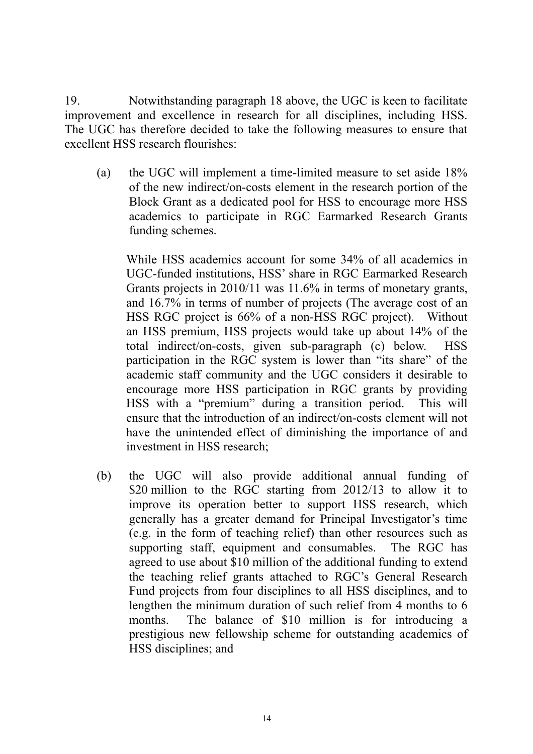19. Notwithstanding paragraph 18 above, the UGC is keen to facilitate improvement and excellence in research for all disciplines, including HSS. The UGC has therefore decided to take the following measures to ensure that excellent HSS research flourishes:

(a) the UGC will implement a time-limited measure to set aside 18% of the new indirect/on-costs element in the research portion of the Block Grant as a dedicated pool for HSS to encourage more HSS academics to participate in RGC Earmarked Research Grants funding schemes.

    While HSS academics account for some 34% of all academics in UGC-funded institutions, HSS' share in RGC Earmarked Research Grants projects in 2010/11 was 11.6% in terms of monetary grants, and 16.7% in terms of number of projects (The average cost of an HSS RGC project is 66% of a non-HSS RGC project). Without an HSS premium, HSS projects would take up about 14% of the total indirect/on-costs, given sub-paragraph (c) below. HSS participation in the RGC system is lower than "its share" of the academic staff community and the UGC considers it desirable to encourage more HSS participation in RGC grants by providing HSS with a "premium" during a transition period. This will ensure that the introduction of an indirect/on-costs element will not have the unintended effect of diminishing the importance of and investment in HSS research;

(b) the UGC will also provide additional annual funding of $20 million to the RGC starting from 2012/13 to allow it to improve its operation better to support HSS research, which generally has a greater demand for Principal Investigator's time (e.g. in the form of teaching relief) than other resources such as supporting staff, equipment and consumables. The RGC has agreed to use about $10 million of the additional funding to extend the teaching relief grants attached to RGC's General Research Fund projects from four disciplines to all HSS disciplines, and to lengthen the minimum duration of such relief from 4 months to 6 months. The balance of $10 million is for introducing a prestigious new fellowship scheme for outstanding academics of HSS disciplines; and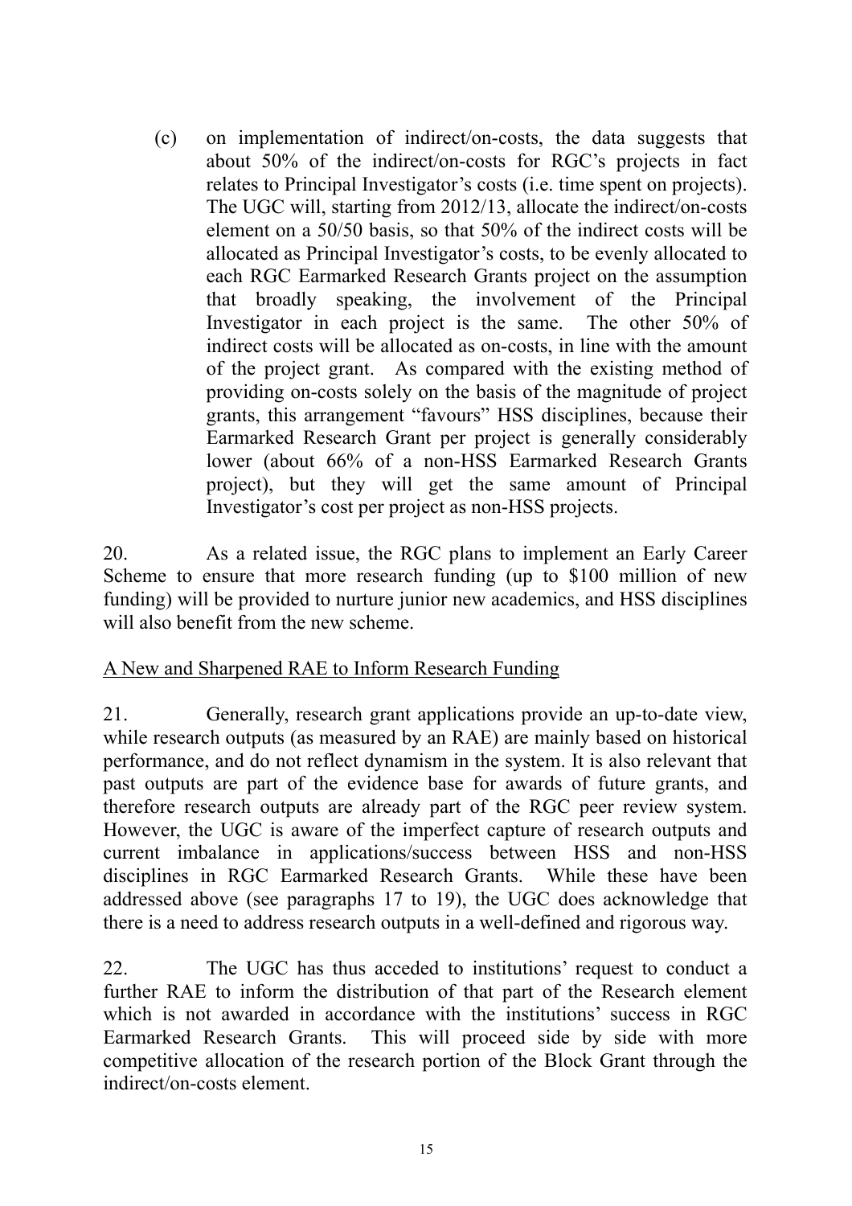(c) on implementation of indirect/on-costs, the data suggests that about 50% of the indirect/on-costs for RGC's projects in fact relates to Principal Investigator's costs (i.e. time spent on projects). The UGC will, starting from 2012/13, allocate the indirect/on-costs element on a 50/50 basis, so that 50% of the indirect costs will be allocated as Principal Investigator's costs, to be evenly allocated to each RGC Earmarked Research Grants project on the assumption that broadly speaking, the involvement of the Principal Investigator in each project is the same. The other 50% of indirect costs will be allocated as on-costs, in line with the amount of the project grant. As compared with the existing method of providing on-costs solely on the basis of the magnitude of project grants, this arrangement "favours" HSS disciplines, because their Earmarked Research Grant per project is generally considerably lower (about 66% of a non-HSS Earmarked Research Grants project), but they will get the same amount of Principal Investigator's cost per project as non-HSS projects.

20. As a related issue, the RGC plans to implement an Early Career Scheme to ensure that more research funding (up to $100 million of new funding) will be provided to nurture junior new academics, and HSS disciplines will also benefit from the new scheme.

<u>A New and Sharpened RAE to Inform Research Funding</u>

21. Generally, research grant applications provide an up-to-date view, while research outputs (as measured by an RAE) are mainly based on historical performance, and do not reflect dynamism in the system. It is also relevant that past outputs are part of the evidence base for awards of future grants, and therefore research outputs are already part of the RGC peer review system. However, the UGC is aware of the imperfect capture of research outputs and current imbalance in applications/success between HSS and non-HSS disciplines in RGC Earmarked Research Grants. While these have been addressed above (see paragraphs 17 to 19), the UGC does acknowledge that there is a need to address research outputs in a well-defined and rigorous way.

22. The UGC has thus acceded to institutions' request to conduct a further RAE to inform the distribution of that part of the Research element which is not awarded in accordance with the institutions' success in RGC Earmarked Research Grants. This will proceed side by side with more competitive allocation of the research portion of the Block Grant through the indirect/on-costs element.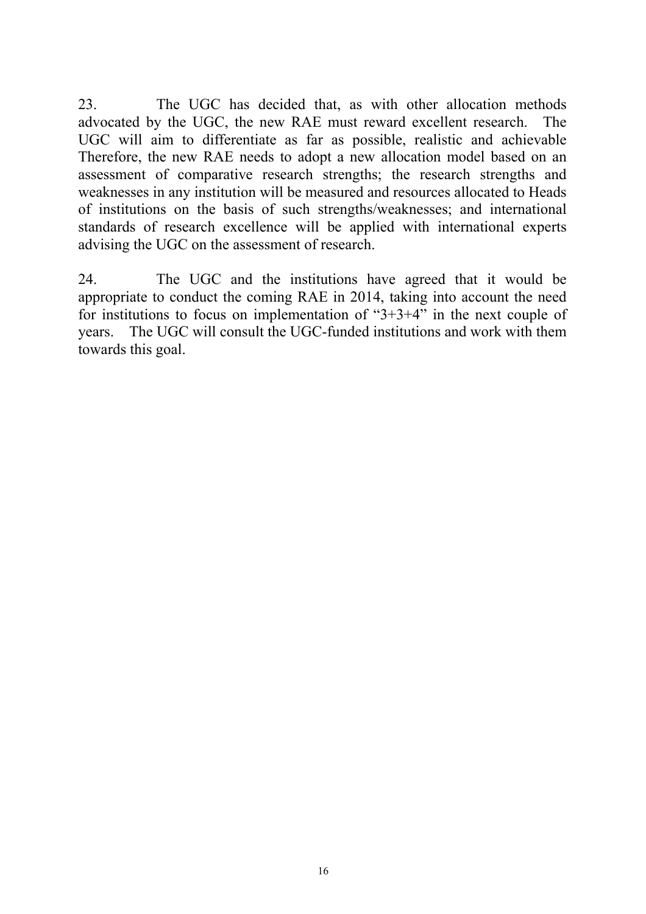23. The UGC has decided that, as with other allocation methods advocated by the UGC, the new RAE must reward excellent research. The UGC will aim to differentiate as far as possible, realistic and achievable Therefore, the new RAE needs to adopt a new allocation model based on an assessment of comparative research strengths; the research strengths and weaknesses in any institution will be measured and resources allocated to Heads of institutions on the basis of such strengths/weaknesses; and international standards of research excellence will be applied with international experts advising the UGC on the assessment of research.

24. The UGC and the institutions have agreed that it would be appropriate to conduct the coming RAE in 2014, taking into account the need for institutions to focus on implementation of "3+3+4" in the next couple of years. The UGC will consult the UGC-funded institutions and work with them towards this goal.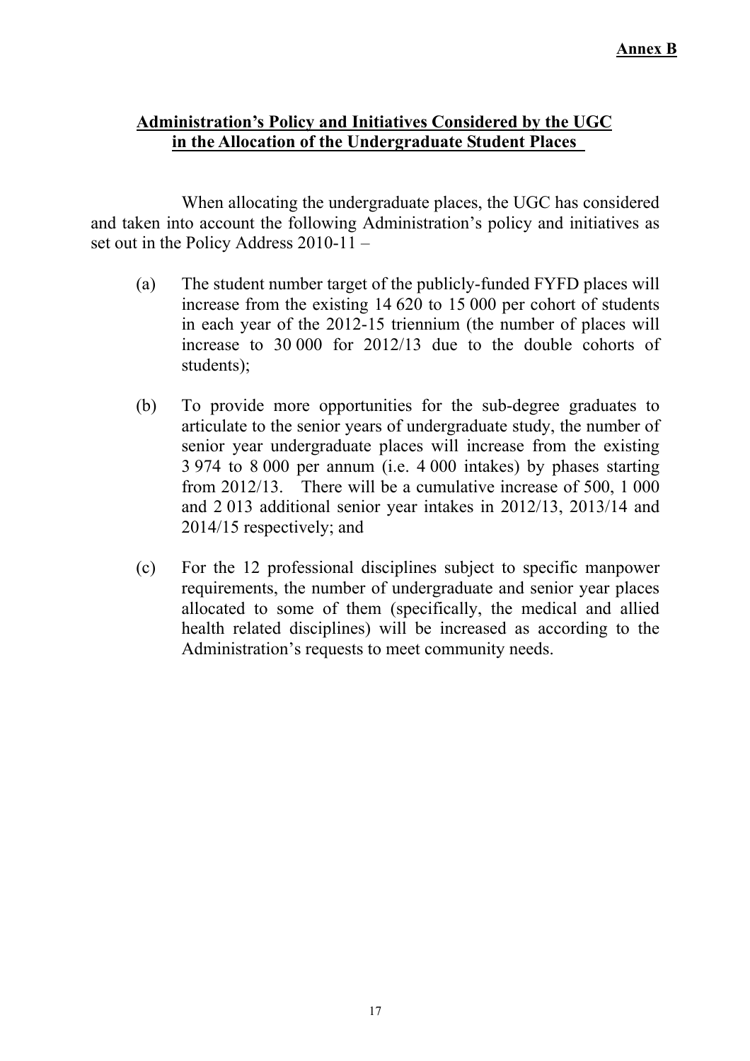**Annex B**

## Administration's Policy and Initiatives Considered by the UGC in the Allocation of the Undergraduate Student Places

When allocating the undergraduate places, the UGC has considered and taken into account the following Administration's policy and initiatives as set out in the Policy Address 2010-11 –

(a) The student number target of the publicly-funded FYFD places will increase from the existing 14 620 to 15 000 per cohort of students in each year of the 2012-15 triennium (the number of places will increase to 30 000 for 2012/13 due to the double cohorts of students);

(b) To provide more opportunities for the sub-degree graduates to articulate to the senior years of undergraduate study, the number of senior year undergraduate places will increase from the existing 3 974 to 8 000 per annum (i.e. 4 000 intakes) by phases starting from 2012/13. There will be a cumulative increase of 500, 1 000 and 2 013 additional senior year intakes in 2012/13, 2013/14 and 2014/15 respectively; and

(c) For the 12 professional disciplines subject to specific manpower requirements, the number of undergraduate and senior year places allocated to some of them (specifically, the medical and allied health related disciplines) will be increased as according to the Administration's requests to meet community needs.